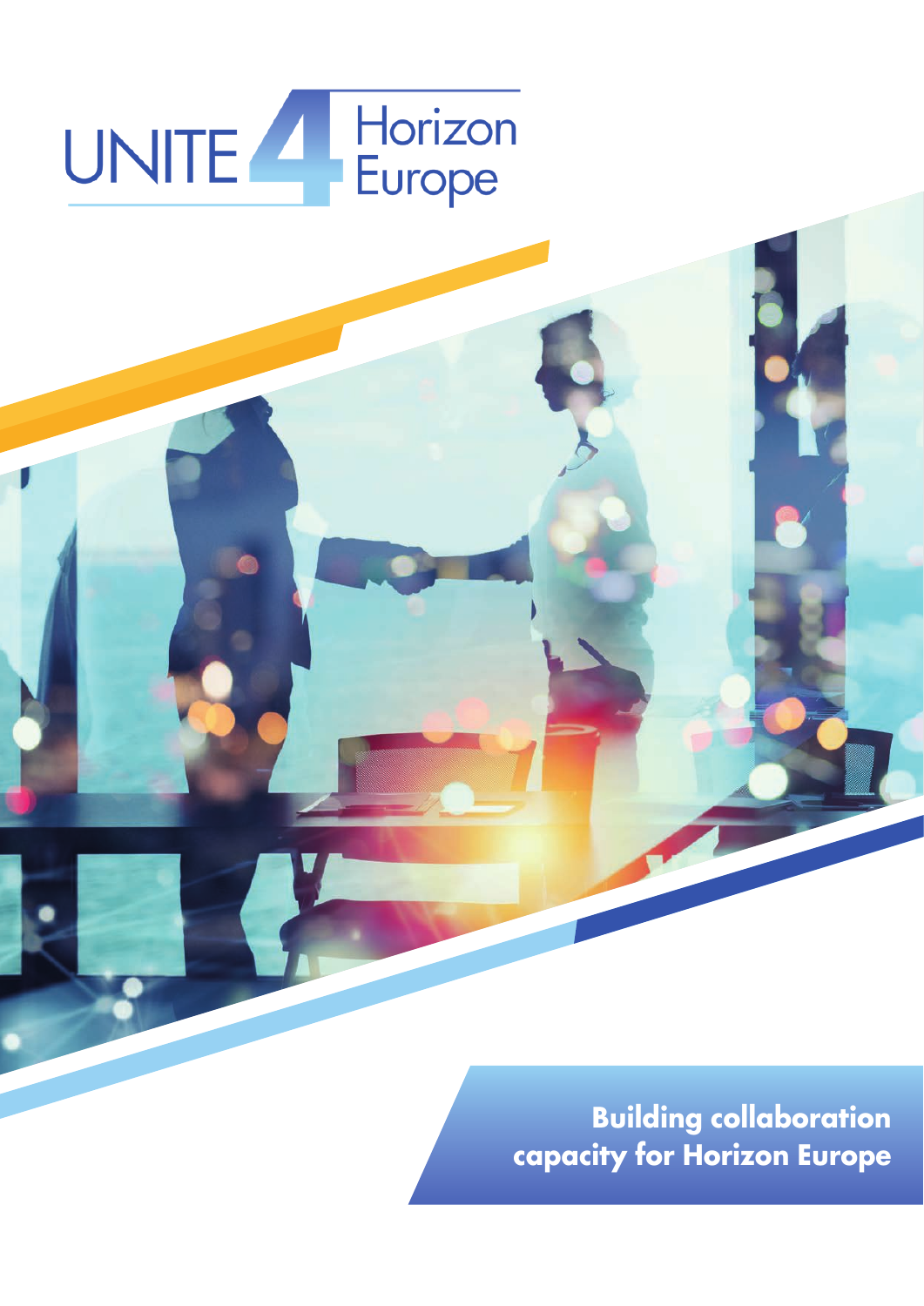# UNITE 4 Horizon Europe

**Building collaboration capacity for Horizon Europe**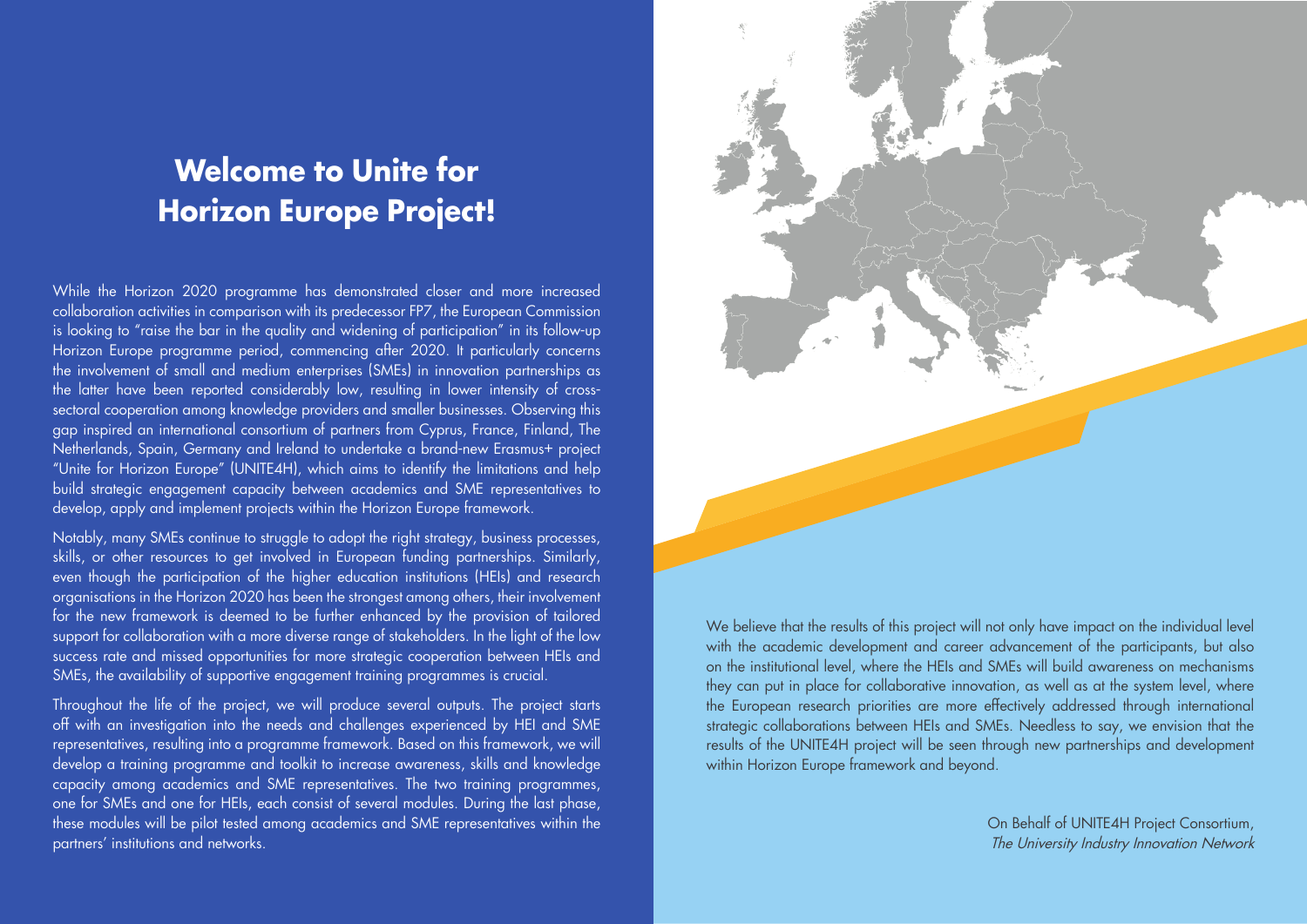# Welcome to Unite for Horizon Europe Project!

While the Horizon 2020 programme has demonstrated closer and more increased collaboration activities in comparison with its predecessor FP7, the European Commission is looking to "raise the bar in the quality and widening of participation" in its follow-up Horizon Europe programme period, commencing after 2020. It particularly concerns the involvement of small and medium enterprises (SMEs) in innovation partnerships as the latter have been reported considerably low, resulting in lower intensity of cross-sectoral cooperation among knowledge providers and smaller businesses. Observing this gap inspired an international consortium of partners from Cyprus, France, Finland, The Netherlands, Spain, Germany and Ireland to undertake a brand-new Erasmus+ project "Unite for Horizon Europe" (UNITE4H), which aims to identify the limitations and help build strategic engagement capacity between academics and SME representatives to develop, apply and implement projects within the Horizon Europe framework.

Notably, many SMEs continue to struggle to adopt the right strategy, business processes, skills, or other resources to get involved in European funding partnerships. Similarly, even though the participation of the higher education institutions (HEIs) and research organisations in the Horizon 2020 has been the strongest among others, their involvement for the new framework is deemed to be further enhanced by the provision of tailored support for collaboration with a more diverse range of stakeholders. In the light of the low success rate and missed opportunities for more strategic cooperation between HEIs and SMEs, the availability of supportive engagement training programmes is crucial.

Throughout the life of the project, we will produce several outputs. The project starts off with an investigation into the needs and challenges experienced by HEI and SME representatives, resulting into a programme framework. Based on this framework, we will develop a training programme and toolkit to increase awareness, skills and knowledge capacity among academics and SME representatives. The two training programmes, one for SMEs and one for HEIs, each consist of several modules. During the last phase, these modules will be pilot tested among academics and SME representatives within the partners' institutions and networks.

We believe that the results of this project will not only have impact on the individual level with the academic development and career advancement of the participants, but also on the institutional level, where the HEIs and SMEs will build awareness on mechanisms they can put in place for collaborative innovation, as well as at the system level, where the European research priorities are more effectively addressed through international strategic collaborations between HEIs and SMEs. Needless to say, we envision that the results of the UNITE4H project will be seen through new partnerships and development within Horizon Europe framework and beyond.

On Behalf of UNITE4H Project Consortium,
*The University Industry Innovation Network*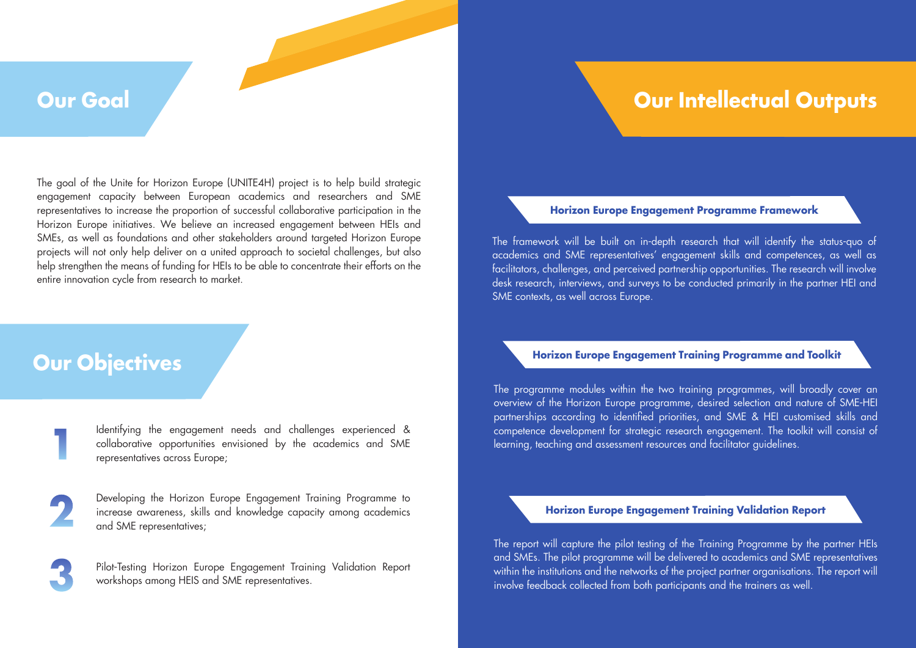## Our Goal

The goal of the Unite for Horizon Europe (UNITE4H) project is to help build strategic engagement capacity between European academics and researchers and SME representatives to increase the proportion of successful collaborative participation in the Horizon Europe initiatives. We believe an increased engagement between HEIs and SMEs, as well as foundations and other stakeholders around targeted Horizon Europe projects will not only help deliver on a united approach to societal challenges, but also help strengthen the means of funding for HEIs to be able to concentrate their efforts on the entire innovation cycle from research to market.

## Our Objectives

1. Identifying the engagement needs and challenges experienced & collaborative opportunities envisioned by the academics and SME representatives across Europe;
2. Developing the Horizon Europe Engagement Training Programme to increase awareness, skills and knowledge capacity among academics and SME representatives;
3. Pilot-Testing Horizon Europe Engagement Training Validation Report workshops among HEIS and SME representatives.

## Our Intellectual Outputs

### Horizon Europe Engagement Programme Framework

The framework will be built on in-depth research that will identify the status-quo of academics and SME representatives' engagement skills and competences, as well as facilitators, challenges, and perceived partnership opportunities. The research will involve desk research, interviews, and surveys to be conducted primarily in the partner HEI and SME contexts, as well across Europe.

### Horizon Europe Engagement Training Programme and Toolkit

The programme modules within the two training programmes, will broadly cover an overview of the Horizon Europe programme, desired selection and nature of SME-HEI partnerships according to identified priorities, and SME & HEI customised skills and competence development for strategic research engagement. The toolkit will consist of learning, teaching and assessment resources and facilitator guidelines.

### Horizon Europe Engagement Training Validation Report

The report will capture the pilot testing of the Training Programme by the partner HEIs and SMEs. The pilot programme will be delivered to academics and SME representatives within the institutions and the networks of the project partner organisations. The report will involve feedback collected from both participants and the trainers as well.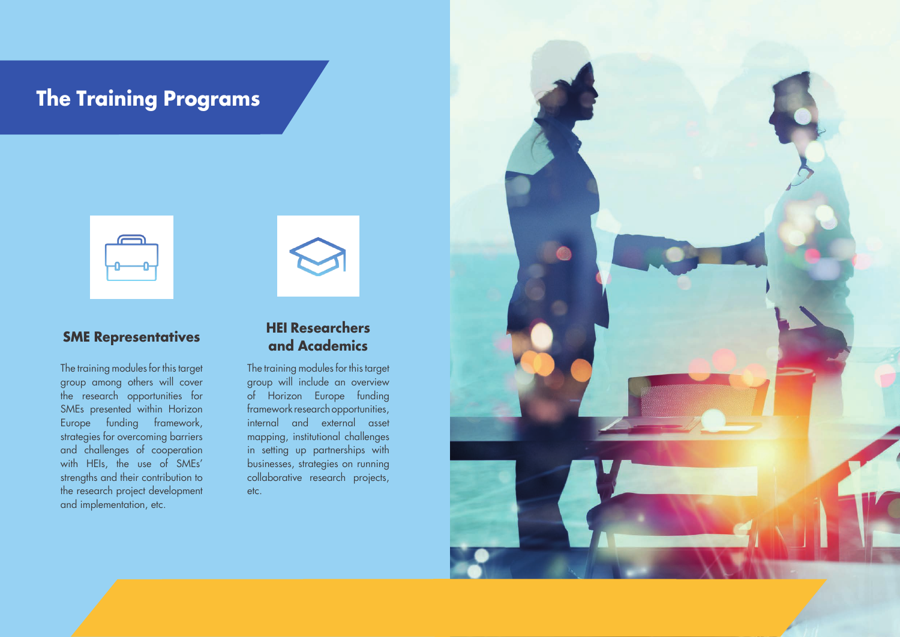# The Training Programs

## SME Representatives

The training modules for this target group among others will cover the research opportunities for SMEs presented within Horizon Europe funding framework, strategies for overcoming barriers and challenges of cooperation with HEIs, the use of SMEs' strengths and their contribution to the research project development and implementation, etc.

## HEI Researchers and Academics

The training modules for this target group will include an overview of Horizon Europe funding framework research opportunities, internal and external asset mapping, institutional challenges in setting up partnerships with businesses, strategies on running collaborative research projects, etc.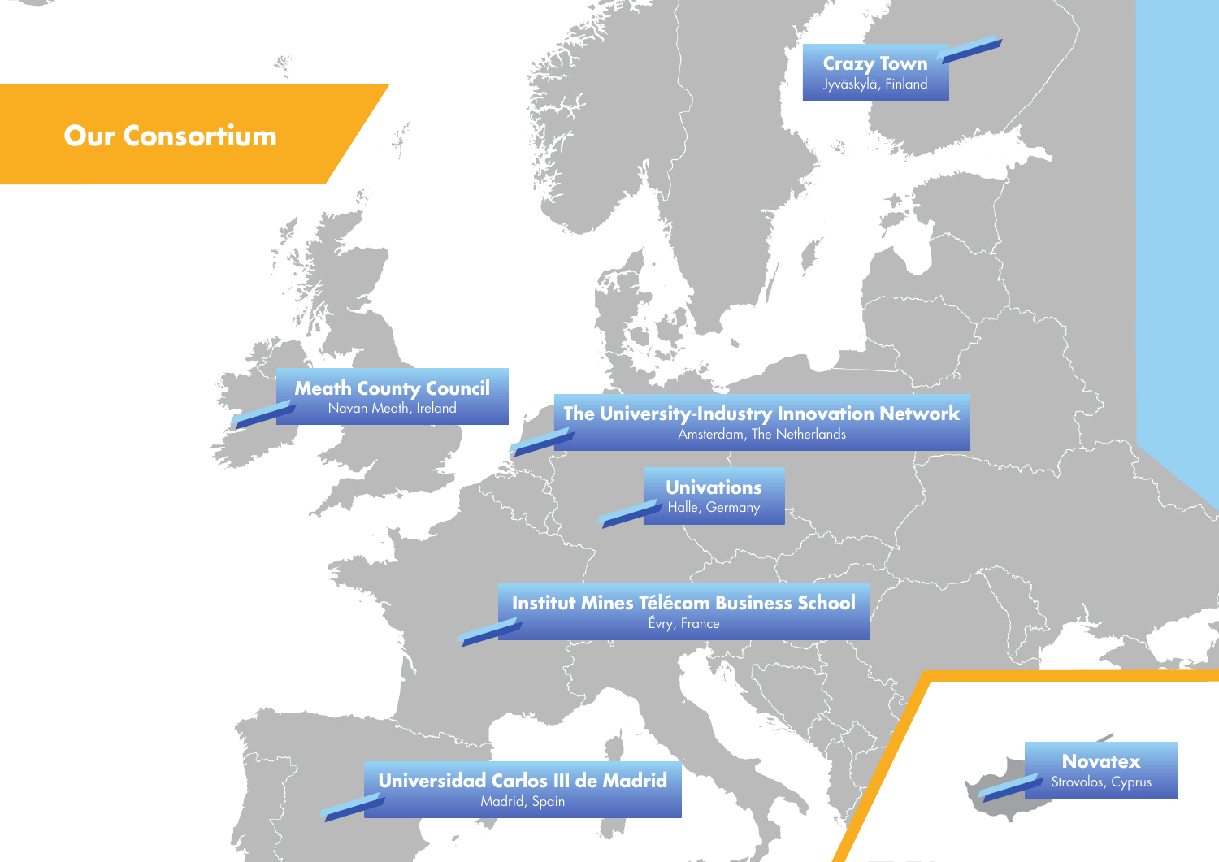# Our Consortium

**Crazy Town**
Jyväskylä, Finland

**Meath County Council**
Navan Meath, Ireland

**The University-Industry Innovation Network**
Amsterdam, The Netherlands

**Univations**
Halle, Germany

**Institut Mines Télécom Business School**
Évry, France

**Universidad Carlos III de Madrid**
Madrid, Spain

**Novatex**
Strovolos, Cyprus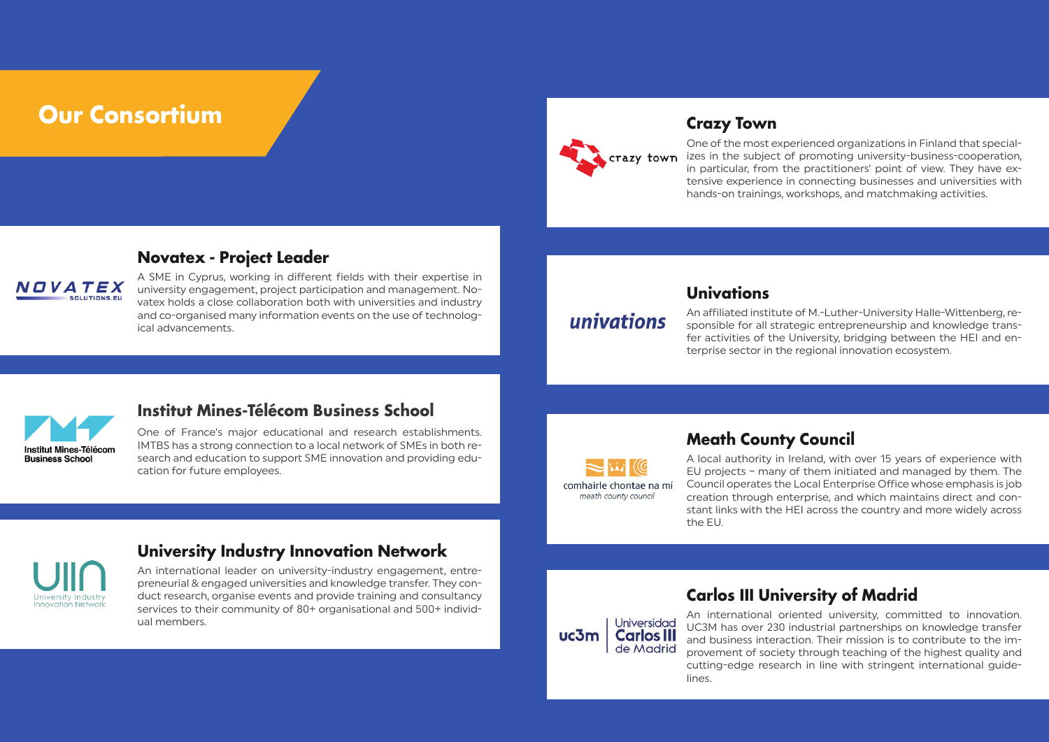# Our Consortium

## Novatex - Project Leader

A SME in Cyprus, working in different fields with their expertise in university engagement, project participation and management. Novatex holds a close collaboration both with universities and industry and co-organised many information events on the use of technological advancements.

## Institut Mines-Télécom Business School

One of France's major educational and research establishments. IMTBS has a strong connection to a local network of SMEs in both research and education to support SME innovation and providing education for future employees.

## University Industry Innovation Network

An international leader on university-industry engagement, entrepreneurial & engaged universities and knowledge transfer. They conduct research, organise events and provide training and consultancy services to their community of 80+ organisational and 500+ individual members.

## Crazy Town

One of the most experienced organizations in Finland that specializes in the subject of promoting university-business-cooperation, in particular, from the practitioners' point of view. They have extensive experience in connecting businesses and universities with hands-on trainings, workshops, and matchmaking activities.

## Univations

An affiliated institute of M.-Luther-University Halle-Wittenberg, responsible for all strategic entrepreneurship and knowledge transfer activities of the University, bridging between the HEI and enterprise sector in the regional innovation ecosystem.

## Meath County Council

A local authority in Ireland, with over 15 years of experience with EU projects – many of them initiated and managed by them. The Council operates the Local Enterprise Office whose emphasis is job creation through enterprise, and which maintains direct and constant links with the HEI across the country and more widely across the EU.

## Carlos III University of Madrid

An international oriented university, committed to innovation. UC3M has over 230 industrial partnerships on knowledge transfer and business interaction. Their mission is to contribute to the improvement of society through teaching of the highest quality and cutting-edge research in line with stringent international guidelines.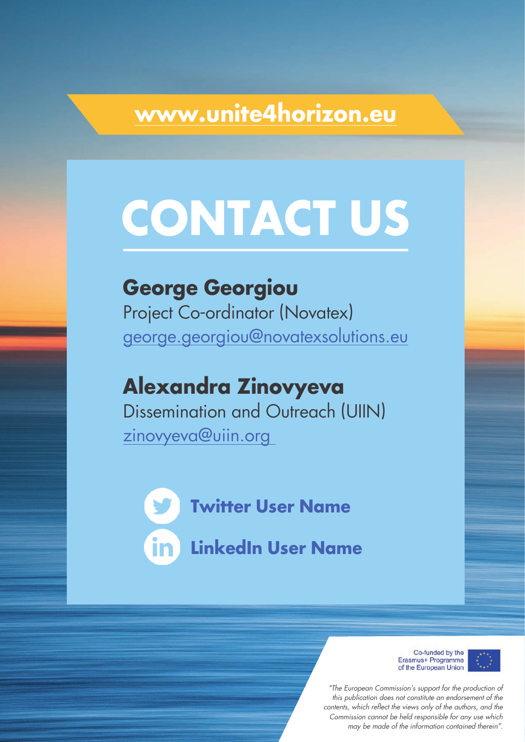www.unite4horizon.eu

# CONTACT US

**George Georgiou**
Project Co-ordinator (Novatex)
george.georgiou@novatexsolutions.eu

**Alexandra Zinovyeva**
Dissemination and Outreach (UIIN)
zinovyeva@uiin.org

**Twitter User Name**

**LinkedIn User Name**

Co-funded by the Erasmus+ Programme of the European Union

*"The European Commission's support for the production of this publication does not constitute an endorsement of the contents, which reflect the views only of the authors, and the Commission cannot be held responsible for any use which may be made of the information contained therein".*